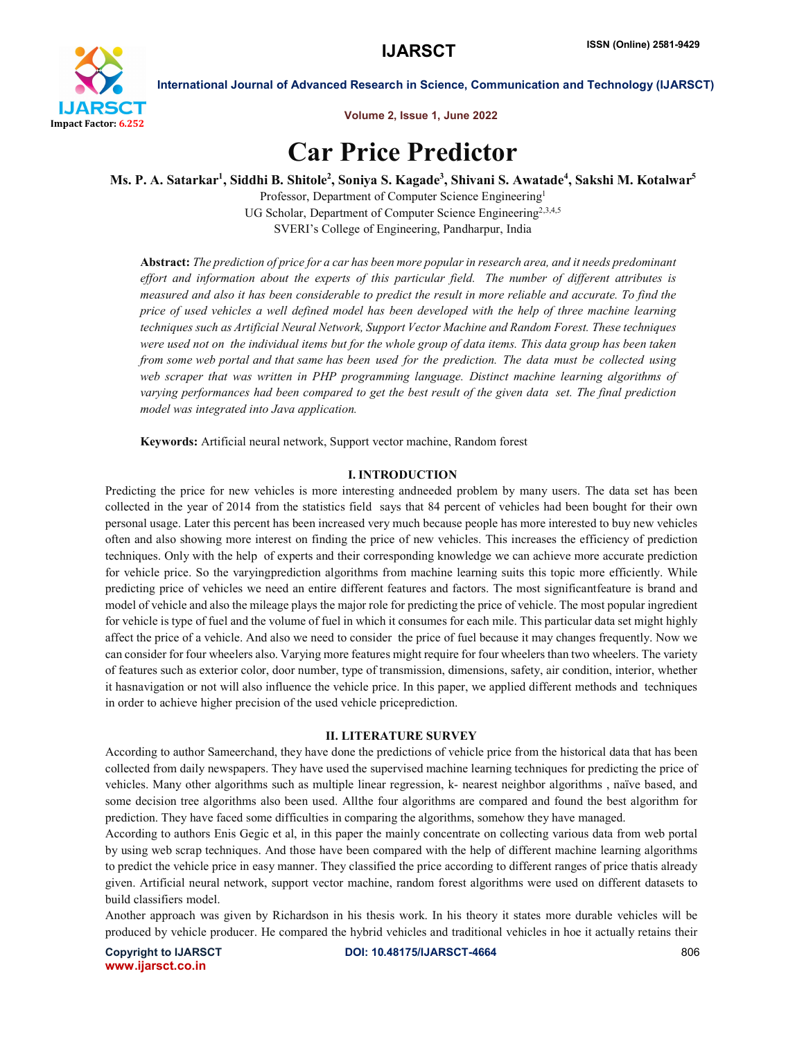# Car Price Predictor

**Ms. P. A. Satarkar[1], Siddhi B. Shitole[2], Soniya S. Kagade[3], Shivani S. Awatade[4], Sakshi M. Kotalwar[5]**

Professor, Department of Computer Science Engineering[1]

UG Scholar, Department of Computer Science Engineering[2,3,4,5]

SVERI's College of Engineering, Pandharpur, India

**Abstract:** *The prediction of price for a car has been more popular in research area, and it needs predominant effort and information about the experts of this particular field. The number of different attributes is measured and also it has been considerable to predict the result in more reliable and accurate. To find the price of used vehicles a well defined model has been developed with the help of three machine learning techniques such as Artificial Neural Network, Support Vector Machine and Random Forest. These techniques were used not on the individual items but for the whole group of data items. This data group has been taken from some web portal and that same has been used for the prediction. The data must be collected using web scraper that was written in PHP programming language. Distinct machine learning algorithms of varying performances had been compared to get the best result of the given data set. The final prediction model was integrated into Java application.*

**Keywords:** Artificial neural network, Support vector machine, Random forest

## I. INTRODUCTION

Predicting the price for new vehicles is more interesting andneeded problem by many users. The data set has been collected in the year of 2014 from the statistics field says that 84 percent of vehicles had been bought for their own personal usage. Later this percent has been increased very much because people has more interested to buy new vehicles often and also showing more interest on finding the price of new vehicles. This increases the efficiency of prediction techniques. Only with the help of experts and their corresponding knowledge we can achieve more accurate prediction for vehicle price. So the varyingprediction algorithms from machine learning suits this topic more efficiently. While predicting price of vehicles we need an entire different features and factors. The most significantfeature is brand and model of vehicle and also the mileage plays the major role for predicting the price of vehicle. The most popular ingredient for vehicle is type of fuel and the volume of fuel in which it consumes for each mile. This particular data set might highly affect the price of a vehicle. And also we need to consider the price of fuel because it may changes frequently. Now we can consider for four wheelers also. Varying more features might require for four wheelers than two wheelers. The variety of features such as exterior color, door number, type of transmission, dimensions, safety, air condition, interior, whether it hasnavigation or not will also influence the vehicle price. In this paper, we applied different methods and techniques in order to achieve higher precision of the used vehicle priceprediction.

## II. LITERATURE SURVEY

According to author Sameerchand, they have done the predictions of vehicle price from the historical data that has been collected from daily newspapers. They have used the supervised machine learning techniques for predicting the price of vehicles. Many other algorithms such as multiple linear regression, k- nearest neighbor algorithms , naïve based, and some decision tree algorithms also been used. Allthe four algorithms are compared and found the best algorithm for prediction. They have faced some difficulties in comparing the algorithms, somehow they have managed.

According to authors Enis Gegic et al, in this paper the mainly concentrate on collecting various data from web portal by using web scrap techniques. And those have been compared with the help of different machine learning algorithms to predict the vehicle price in easy manner. They classified the price according to different ranges of price thatis already given. Artificial neural network, support vector machine, random forest algorithms were used on different datasets to build classifiers model.

Another approach was given by Richardson in his thesis work. In his theory it states more durable vehicles will be produced by vehicle producer. He compared the hybrid vehicles and traditional vehicles in hoe it actually retains their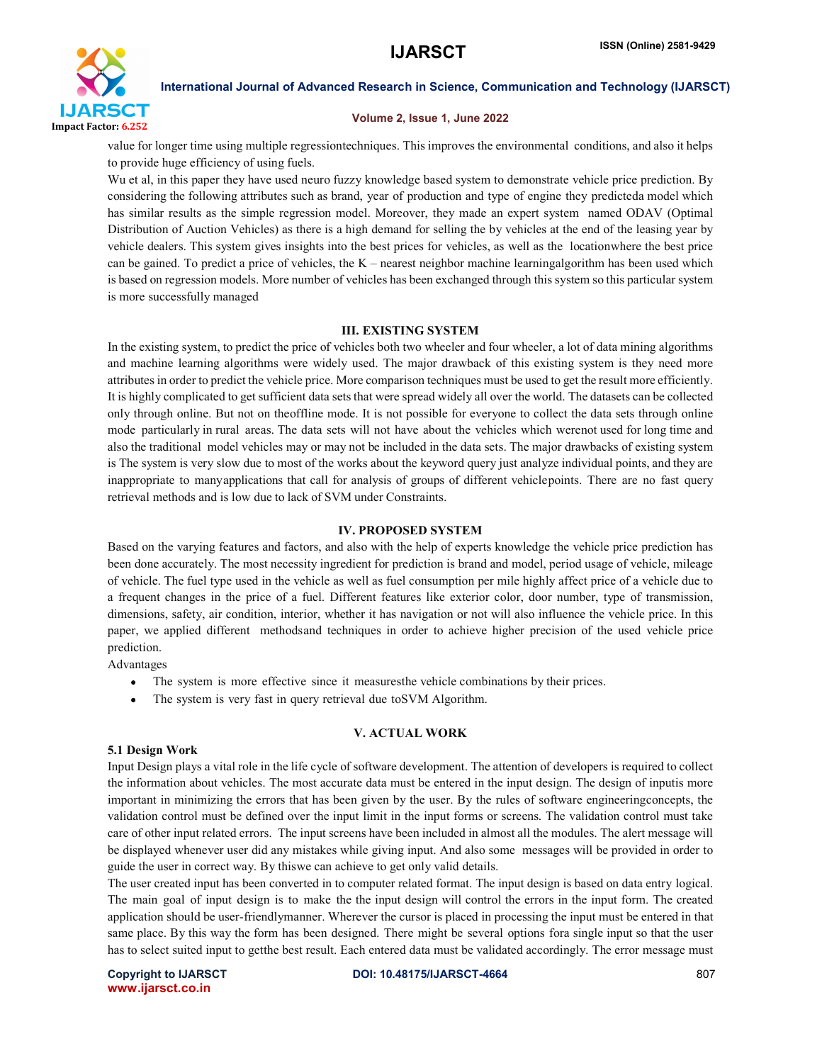value for longer time using multiple regressiontechniques. This improves the environmental conditions, and also it helps to provide huge efficiency of using fuels.

Wu et al, in this paper they have used neuro fuzzy knowledge based system to demonstrate vehicle price prediction. By considering the following attributes such as brand, year of production and type of engine they predicteda model which has similar results as the simple regression model. Moreover, they made an expert system named ODAV (Optimal Distribution of Auction Vehicles) as there is a high demand for selling the by vehicles at the end of the leasing year by vehicle dealers. This system gives insights into the best prices for vehicles, as well as the locationwhere the best price can be gained. To predict a price of vehicles, the K – nearest neighbor machine learningalgorithm has been used which is based on regression models. More number of vehicles has been exchanged through this system so this particular system is more successfully managed

## III. EXISTING SYSTEM

In the existing system, to predict the price of vehicles both two wheeler and four wheeler, a lot of data mining algorithms and machine learning algorithms were widely used. The major drawback of this existing system is they need more attributes in order to predict the vehicle price. More comparison techniques must be used to get the result more efficiently. It is highly complicated to get sufficient data sets that were spread widely all over the world. The datasets can be collected only through online. But not on theoffline mode. It is not possible for everyone to collect the data sets through online mode particularly in rural areas. The data sets will not have about the vehicles which werenot used for long time and also the traditional model vehicles may or may not be included in the data sets. The major drawbacks of existing system is The system is very slow due to most of the works about the keyword query just analyze individual points, and they are inappropriate to manyapplications that call for analysis of groups of different vehiclepoints. There are no fast query retrieval methods and is low due to lack of SVM under Constraints.

## IV. PROPOSED SYSTEM

Based on the varying features and factors, and also with the help of experts knowledge the vehicle price prediction has been done accurately. The most necessity ingredient for prediction is brand and model, period usage of vehicle, mileage of vehicle. The fuel type used in the vehicle as well as fuel consumption per mile highly affect price of a vehicle due to a frequent changes in the price of a fuel. Different features like exterior color, door number, type of transmission, dimensions, safety, air condition, interior, whether it has navigation or not will also influence the vehicle price. In this paper, we applied different methodsand techniques in order to achieve higher precision of the used vehicle price prediction.

Advantages

- The system is more effective since it measuresthe vehicle combinations by their prices.
- The system is very fast in query retrieval due toSVM Algorithm.

## V. ACTUAL WORK

### 5.1 Design Work

Input Design plays a vital role in the life cycle of software development. The attention of developers is required to collect the information about vehicles. The most accurate data must be entered in the input design. The design of inputis more important in minimizing the errors that has been given by the user. By the rules of software engineeringconcepts, the validation control must be defined over the input limit in the input forms or screens. The validation control must take care of other input related errors. The input screens have been included in almost all the modules. The alert message will be displayed whenever user did any mistakes while giving input. And also some messages will be provided in order to guide the user in correct way. By thiswe can achieve to get only valid details.

The user created input has been converted in to computer related format. The input design is based on data entry logical. The main goal of input design is to make the the input design will control the errors in the input form. The created application should be user-friendlymanner. Wherever the cursor is placed in processing the input must be entered in that same place. By this way the form has been designed. There might be several options fora single input so that the user has to select suited input to getthe best result. Each entered data must be validated accordingly. The error message must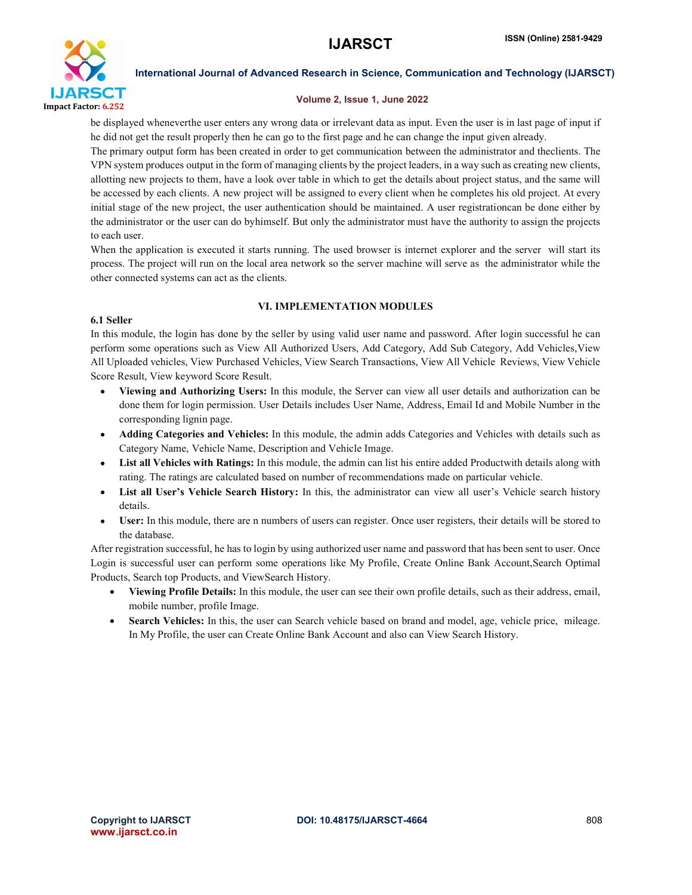be displayed wheneverthe user enters any wrong data or irrelevant data as input. Even the user is in last page of input if he did not get the result properly then he can go to the first page and he can change the input given already.

The primary output form has been created in order to get communication between the administrator and theclients. The VPN system produces output in the form of managing clients by the project leaders, in a way such as creating new clients, allotting new projects to them, have a look over table in which to get the details about project status, and the same will be accessed by each clients. A new project will be assigned to every client when he completes his old project. At every initial stage of the new project, the user authentication should be maintained. A user registrationcan be done either by the administrator or the user can do byhimself. But only the administrator must have the authority to assign the projects to each user.

When the application is executed it starts running. The used browser is internet explorer and the server will start its process. The project will run on the local area network so the server machine will serve as the administrator while the other connected systems can act as the clients.

## VI. IMPLEMENTATION MODULES

### 6.1 Seller

In this module, the login has done by the seller by using valid user name and password. After login successful he can perform some operations such as View All Authorized Users, Add Category, Add Sub Category, Add Vehicles,View All Uploaded vehicles, View Purchased Vehicles, View Search Transactions, View All Vehicle Reviews, View Vehicle Score Result, View keyword Score Result.

- **Viewing and Authorizing Users:** In this module, the Server can view all user details and authorization can be done them for login permission. User Details includes User Name, Address, Email Id and Mobile Number in the corresponding lignin page.
- **Adding Categories and Vehicles:** In this module, the admin adds Categories and Vehicles with details such as Category Name, Vehicle Name, Description and Vehicle Image.
- **List all Vehicles with Ratings:** In this module, the admin can list his entire added Productwith details along with rating. The ratings are calculated based on number of recommendations made on particular vehicle.
- **List all User's Vehicle Search History:** In this, the administrator can view all user's Vehicle search history details.
- **User:** In this module, there are n numbers of users can register. Once user registers, their details will be stored to the database.

After registration successful, he has to login by using authorized user name and password that has been sent to user. Once Login is successful user can perform some operations like My Profile, Create Online Bank Account,Search Optimal Products, Search top Products, and ViewSearch History.

- **Viewing Profile Details:** In this module, the user can see their own profile details, such as their address, email, mobile number, profile Image.
- **Search Vehicles:** In this, the user can Search vehicle based on brand and model, age, vehicle price, mileage. In My Profile, the user can Create Online Bank Account and also can View Search History.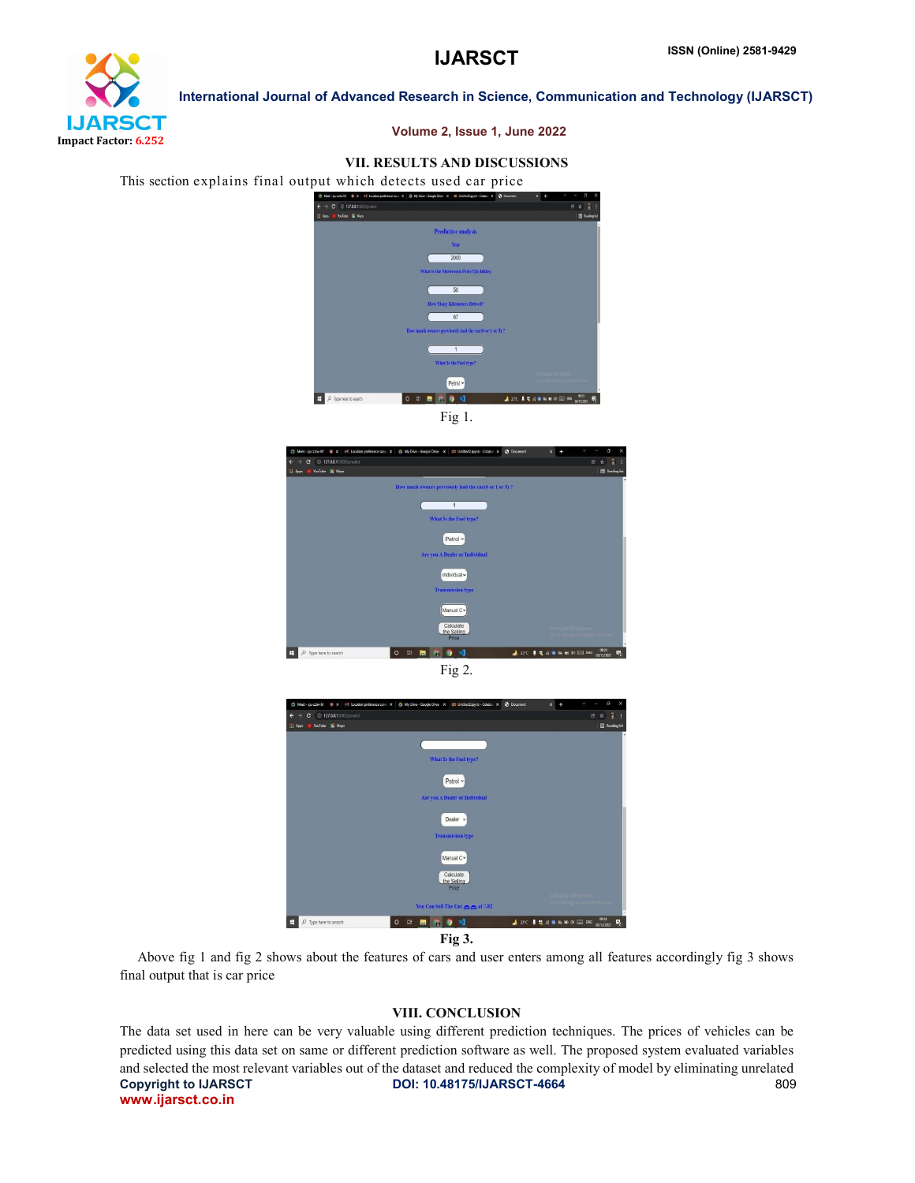## VII. RESULTS AND DISCUSSIONS

This section explains final output which detects used car price

Fig 1.

Fig 2.

**Fig 3.**

Above fig 1 and fig 2 shows about the features of cars and user enters among all features accordingly fig 3 shows final output that is car price

## VIII. CONCLUSION

The data set used in here can be very valuable using different prediction techniques. The prices of vehicles can be predicted using this data set on same or different prediction software as well. The proposed system evaluated variables and selected the most relevant variables out of the dataset and reduced the complexity of model by eliminating unrelated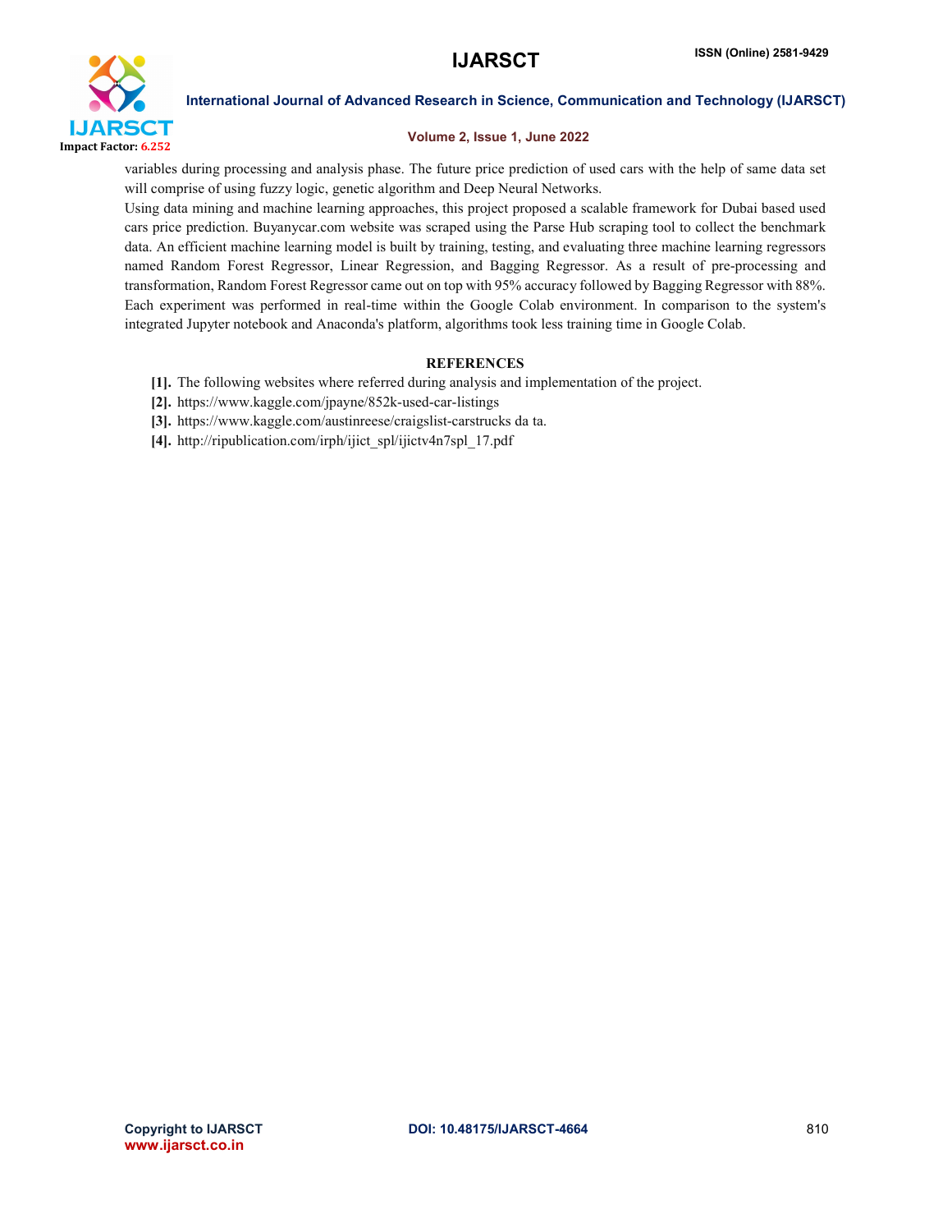variables during processing and analysis phase. The future price prediction of used cars with the help of same data set will comprise of using fuzzy logic, genetic algorithm and Deep Neural Networks.

Using data mining and machine learning approaches, this project proposed a scalable framework for Dubai based used cars price prediction. Buyanycar.com website was scraped using the Parse Hub scraping tool to collect the benchmark data. An efficient machine learning model is built by training, testing, and evaluating three machine learning regressors named Random Forest Regressor, Linear Regression, and Bagging Regressor. As a result of pre-processing and transformation, Random Forest Regressor came out on top with 95% accuracy followed by Bagging Regressor with 88%. Each experiment was performed in real-time within the Google Colab environment. In comparison to the system's integrated Jupyter notebook and Anaconda's platform, algorithms took less training time in Google Colab.

## REFERENCES

- **[1].** The following websites where referred during analysis and implementation of the project.
- **[2].** https://www.kaggle.com/jpayne/852k-used-car-listings
- **[3].** https://www.kaggle.com/austinreese/craigslist-carstrucks da ta.
- **[4].** http://ripublication.com/irph/ijict_spl/ijictv4n7spl_17.pdf